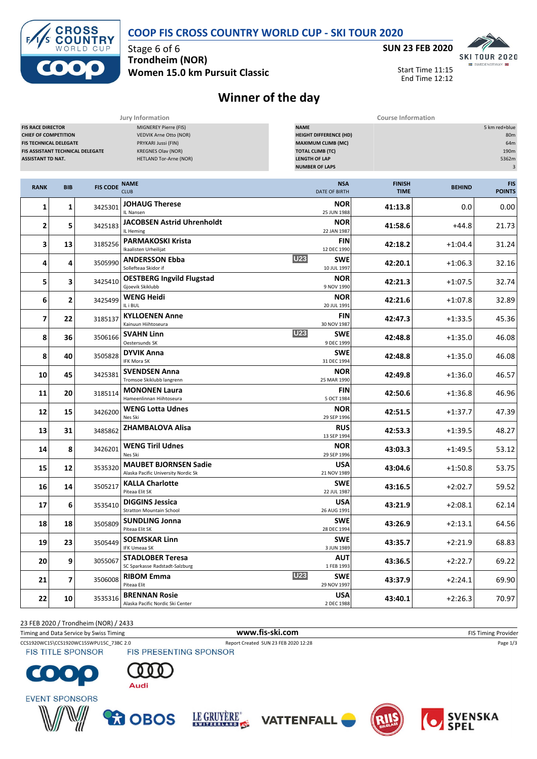# COOP FIS CROSS COUNTRY WORLD CUP - SKI TOUR 2020

Stage 6 of 6
**Trondheim (NOR)**
**Women 15.0 km Pursuit Classic**

**SUN 23 FEB 2020**

Start Time 11:15
End Time 12:12

## Winner of the day

| Jury Information | |
|---|---|
| FIS RACE DIRECTOR | MIGNEREY Pierre (FIS) |
| CHIEF OF COMPETITION | VEDVIK Arne Otto (NOR) |
| FIS TECHNICAL DELEGATE | PRYKARI Jussi (FIN) |
| FIS ASSISTANT TECHNICAL DELEGATE | KREGNES Olav (NOR) |
| ASSISTANT TD NAT. | HETLAND Tor-Arne (NOR) |

| Course Information | |
|---|---|
| NAME | 5 km red+blue |
| HEIGHT DIFFERENCE (HD) | 80m |
| MAXIMUM CLIMB (MC) | 64m |
| TOTAL CLIMB (TC) | 190m |
| LENGTH OF LAP | 5362m |
| NUMBER OF LAPS | 3 |

| RANK | BIB | FIS CODE | NAME / CLUB | | NSA / DATE OF BIRTH | FINISH TIME | BEHIND | FIS POINTS |
|---|---|---|---|---|---|---|---|---|
| 1 | 1 | 3425301 | **JOHAUG Therese** IL Nansen | | NOR 25 JUN 1988 | 41:13.8 | 0.0 | 0.00 |
| 2 | 5 | 3425183 | **JACOBSEN Astrid Uhrenholdt** IL Heming | | NOR 22 JAN 1987 | 41:58.6 | +44.8 | 21.73 |
| 3 | 13 | 3185256 | **PARMAKOSKI Krista** Ikaalisten Urheilijat | | FIN 12 DEC 1990 | 42:18.2 | +1:04.4 | 31.24 |
| 4 | 4 | 3505990 | **ANDERSSON Ebba** Sollefteaa Skidor if | U23 | SWE 10 JUL 1997 | 42:20.1 | +1:06.3 | 32.16 |
| 5 | 3 | 3425410 | **OESTBERG Ingvild Flugstad** Gjoevik Skiklubb | | NOR 9 NOV 1990 | 42:21.3 | +1:07.5 | 32.74 |
| 6 | 2 | 3425499 | **WENG Heidi** IL i BUL | | NOR 20 JUL 1991 | 42:21.6 | +1:07.8 | 32.89 |
| 7 | 22 | 3185137 | **KYLLOENEN Anne** Kainuun Hiihtoseura | | FIN 30 NOV 1987 | 42:47.3 | +1:33.5 | 45.36 |
| 8 | 36 | 3506166 | **SVAHN Linn** Oestersunds SK | U23 | SWE 9 DEC 1999 | 42:48.8 | +1:35.0 | 46.08 |
| 8 | 40 | 3505828 | **DYVIK Anna** IFK Mora SK | | SWE 31 DEC 1994 | 42:48.8 | +1:35.0 | 46.08 |
| 10 | 45 | 3425381 | **SVENDSEN Anna** Tromsoe Skiklubb langrenn | | NOR 25 MAR 1990 | 42:49.8 | +1:36.0 | 46.57 |
| 11 | 20 | 3185114 | **MONONEN Laura** Hameenlinnan Hiihtoseura | | FIN 5 OCT 1984 | 42:50.6 | +1:36.8 | 46.96 |
| 12 | 15 | 3426200 | **WENG Lotta Udnes** Nes Ski | | NOR 29 SEP 1996 | 42:51.5 | +1:37.7 | 47.39 |
| 13 | 31 | 3485862 | **ZHAMBALOVA Alisa** | | RUS 13 SEP 1994 | 42:53.3 | +1:39.5 | 48.27 |
| 14 | 8 | 3426201 | **WENG Tiril Udnes** Nes Ski | | NOR 29 SEP 1996 | 43:03.3 | +1:49.5 | 53.12 |
| 15 | 12 | 3535320 | **MAUBET BJORNSEN Sadie** Alaska Pacific University Nordic Sk | | USA 21 NOV 1989 | 43:04.6 | +1:50.8 | 53.75 |
| 16 | 14 | 3505217 | **KALLA Charlotte** Piteaa Elit SK | | SWE 22 JUL 1987 | 43:16.5 | +2:02.7 | 59.52 |
| 17 | 6 | 3535410 | **DIGGINS Jessica** Stratton Mountain School | | USA 26 AUG 1991 | 43:21.9 | +2:08.1 | 62.14 |
| 18 | 18 | 3505809 | **SUNDLING Jonna** Piteaa Elit SK | | SWE 28 DEC 1994 | 43:26.9 | +2:13.1 | 64.56 |
| 19 | 23 | 3505449 | **SOEMSKAR Linn** IFK Umeaa SK | | SWE 3 JUN 1989 | 43:35.7 | +2:21.9 | 68.83 |
| 20 | 9 | 3055067 | **STADLOBER Teresa** SC Sparkasse Radstadt-Salzburg | | AUT 1 FEB 1993 | 43:36.5 | +2:22.7 | 69.22 |
| 21 | 7 | 3506008 | **RIBOM Emma** Piteaa Elit | U23 | SWE 29 NOV 1997 | 43:37.9 | +2:24.1 | 69.90 |
| 22 | 10 | 3535316 | **BRENNAN Rosie** Alaska Pacific Nordic Ski Center | | USA 2 DEC 1988 | 43:40.1 | +2:26.3 | 70.97 |

23 FEB 2020 / Trondheim (NOR) / 2433

Timing and Data Service by Swiss Timing — www.fis-ski.com — FIS Timing Provider

CCS1920WC15\CCS1920WC15SWPU15C_73BC 2.0 — Report Created SUN 23 FEB 2020 12:28

FIS TITLE SPONSOR — FIS PRESENTING SPONSOR — EVENT SPONSORS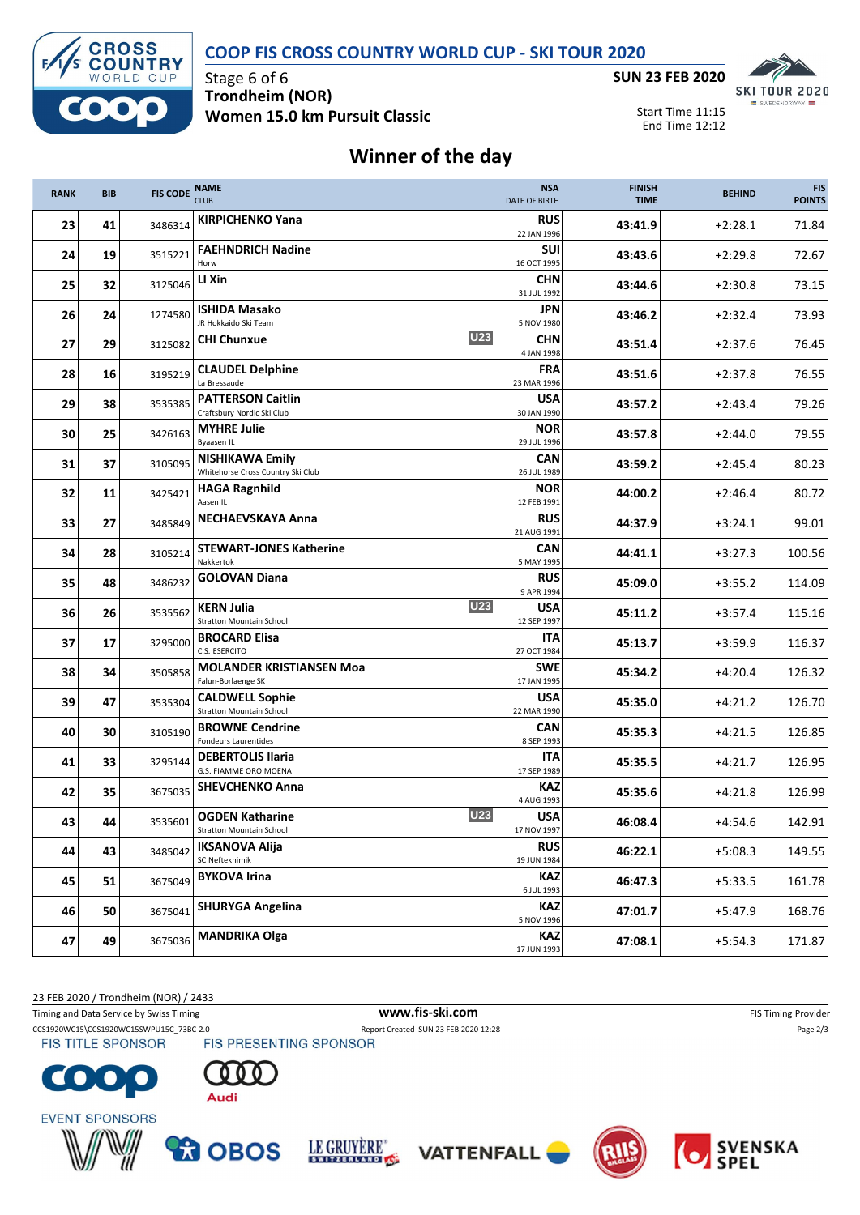# COOP FIS CROSS COUNTRY WORLD CUP - SKI TOUR 2020

Stage 6 of 6
**Trondheim (NOR)**
**Women 15.0 km Pursuit Classic**

**SUN 23 FEB 2020**

Start Time 11:15
End Time 12:12

## Winner of the day

| RANK | BIB | FIS CODE | NAME / CLUB | | NSA / DATE OF BIRTH | FINISH TIME | BEHIND | FIS POINTS |
|---|---|---|---|---|---|---|---|---|
| 23 | 41 | 3486314 | **KIRPICHENKO Yana** | | **RUS** 22 JAN 1996 | **43:41.9** | +2:28.1 | 71.84 |
| 24 | 19 | 3515221 | **FAEHNDRICH Nadine** Horw | | **SUI** 16 OCT 1995 | **43:43.6** | +2:29.8 | 72.67 |
| 25 | 32 | 3125046 | **LI Xin** | | **CHN** 31 JUL 1992 | **43:44.6** | +2:30.8 | 73.15 |
| 26 | 24 | 1274580 | **ISHIDA Masako** JR Hokkaido Ski Team | | **JPN** 5 NOV 1980 | **43:46.2** | +2:32.4 | 73.93 |
| 27 | 29 | 3125082 | **CHI Chunxue** | U23 | **CHN** 4 JAN 1998 | **43:51.4** | +2:37.6 | 76.45 |
| 28 | 16 | 3195219 | **CLAUDEL Delphine** La Bressaude | | **FRA** 23 MAR 1996 | **43:51.6** | +2:37.8 | 76.55 |
| 29 | 38 | 3535385 | **PATTERSON Caitlin** Craftsbury Nordic Ski Club | | **USA** 30 JAN 1990 | **43:57.2** | +2:43.4 | 79.26 |
| 30 | 25 | 3426163 | **MYHRE Julie** Byaasen IL | | **NOR** 29 JUL 1996 | **43:57.8** | +2:44.0 | 79.55 |
| 31 | 37 | 3105095 | **NISHIKAWA Emily** Whitehorse Cross Country Ski Club | | **CAN** 26 JUL 1989 | **43:59.2** | +2:45.4 | 80.23 |
| 32 | 11 | 3425421 | **HAGA Ragnhild** Aasen IL | | **NOR** 12 FEB 1991 | **44:00.2** | +2:46.4 | 80.72 |
| 33 | 27 | 3485849 | **NECHAEVSKAYA Anna** | | **RUS** 21 AUG 1991 | **44:37.9** | +3:24.1 | 99.01 |
| 34 | 28 | 3105214 | **STEWART-JONES Katherine** Nakkertok | | **CAN** 5 MAY 1995 | **44:41.1** | +3:27.3 | 100.56 |
| 35 | 48 | 3486232 | **GOLOVAN Diana** | | **RUS** 9 APR 1994 | **45:09.0** | +3:55.2 | 114.09 |
| 36 | 26 | 3535562 | **KERN Julia** Stratton Mountain School | U23 | **USA** 12 SEP 1997 | **45:11.2** | +3:57.4 | 115.16 |
| 37 | 17 | 3295000 | **BROCARD Elisa** C.S. ESERCITO | | **ITA** 27 OCT 1984 | **45:13.7** | +3:59.9 | 116.37 |
| 38 | 34 | 3505858 | **MOLANDER KRISTIANSEN Moa** Falun-Borlaenge SK | | **SWE** 17 JAN 1995 | **45:34.2** | +4:20.4 | 126.32 |
| 39 | 47 | 3535304 | **CALDWELL Sophie** Stratton Mountain School | | **USA** 22 MAR 1990 | **45:35.0** | +4:21.2 | 126.70 |
| 40 | 30 | 3105190 | **BROWNE Cendrine** Fondeurs Laurentides | | **CAN** 8 SEP 1993 | **45:35.3** | +4:21.5 | 126.85 |
| 41 | 33 | 3295144 | **DEBERTOLIS Ilaria** G.S. FIAMME ORO MOENA | | **ITA** 17 SEP 1989 | **45:35.5** | +4:21.7 | 126.95 |
| 42 | 35 | 3675035 | **SHEVCHENKO Anna** | | **KAZ** 4 AUG 1993 | **45:35.6** | +4:21.8 | 126.99 |
| 43 | 44 | 3535601 | **OGDEN Katharine** Stratton Mountain School | U23 | **USA** 17 NOV 1997 | **46:08.4** | +4:54.6 | 142.91 |
| 44 | 43 | 3485042 | **IKSANOVA Alija** SC Neftekhimik | | **RUS** 19 JUN 1984 | **46:22.1** | +5:08.3 | 149.55 |
| 45 | 51 | 3675049 | **BYKOVA Irina** | | **KAZ** 6 JUL 1993 | **46:47.3** | +5:33.5 | 161.78 |
| 46 | 50 | 3675041 | **SHURYGA Angelina** | | **KAZ** 5 NOV 1996 | **47:01.7** | +5:47.9 | 168.76 |
| 47 | 49 | 3675036 | **MANDRIKA Olga** | | **KAZ** 17 JUN 1993 | **47:08.1** | +5:54.3 | 171.87 |

23 FEB 2020 / Trondheim (NOR) / 2433

Timing and Data Service by Swiss Timing — www.fis-ski.com — FIS Timing Provider

CCS1920WC15\CCS1920WC15SWPU15C_73BC 2.0 — Report Created SUN 23 FEB 2020 12:28

FIS TITLE SPONSOR — FIS PRESENTING SPONSOR

EVENT SPONSORS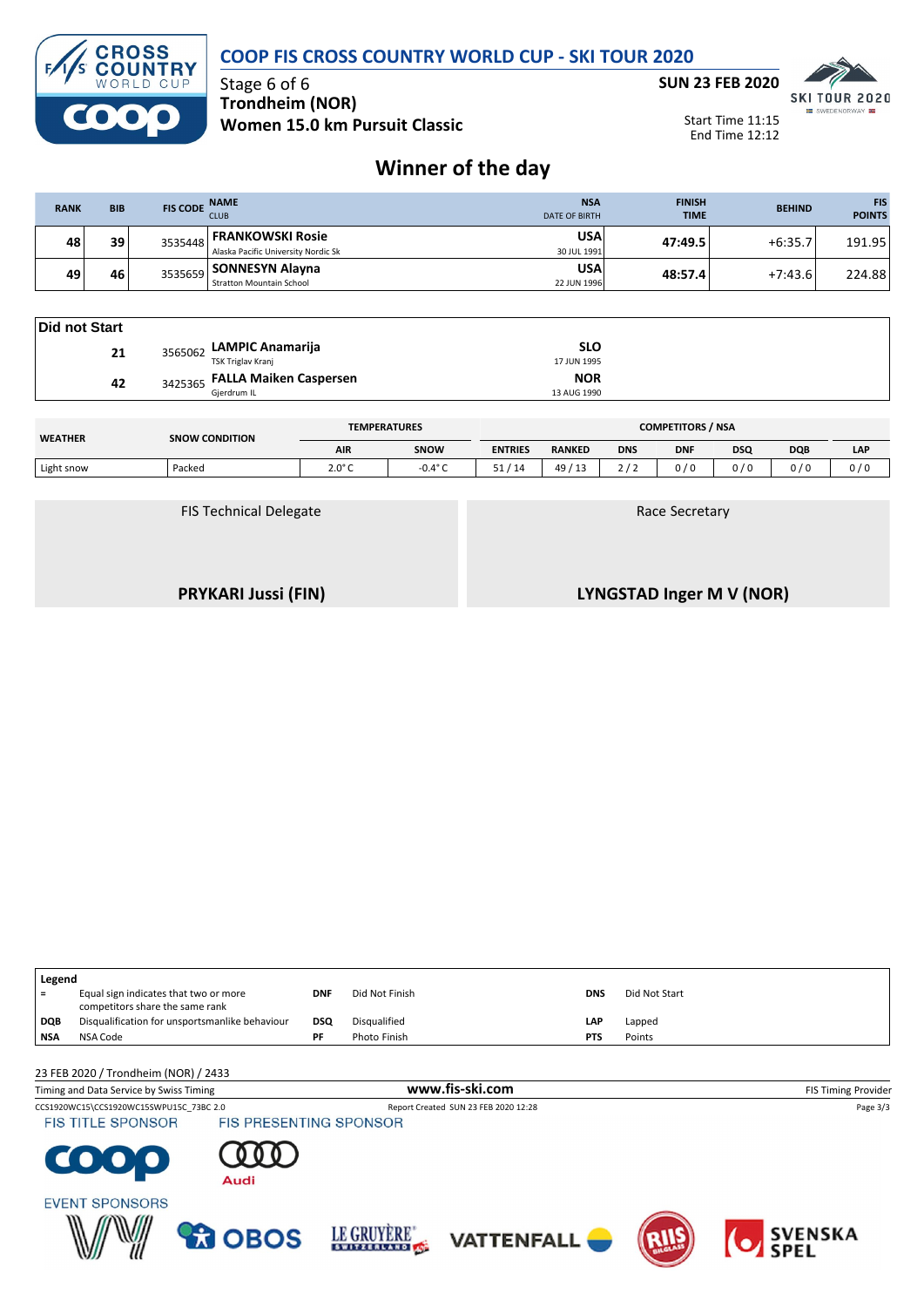# COOP FIS CROSS COUNTRY WORLD CUP - SKI TOUR 2020

Stage 6 of 6
**Trondheim (NOR)**
**Women 15.0 km Pursuit Classic**

**SUN 23 FEB 2020**

Start Time 11:15
End Time 12:12

## Winner of the day

| RANK | BIB | FIS CODE | NAME / CLUB | NSA / DATE OF BIRTH | FINISH TIME | BEHIND | FIS POINTS |
|---|---|---|---|---|---|---|---|
| 48 | 39 | 3535448 | **FRANKOWSKI Rosie** Alaska Pacific University Nordic Sk | **USA** 30 JUL 1991 | **47:49.5** | +6:35.7 | 191.95 |
| 49 | 46 | 3535659 | **SONNESYN Alayna** Stratton Mountain School | **USA** 22 JUN 1996 | **48:57.4** | +7:43.6 | 224.88 |

**Did not Start**

| BIB | FIS CODE | NAME / CLUB | NSA / DATE OF BIRTH |
|---|---|---|---|
| 21 | 3565062 | **LAMPIC Anamarija** TSK Triglav Kranj | **SLO** 17 JUN 1995 |
| 42 | 3425365 | **FALLA Maiken Caspersen** Gjerdrum IL | **NOR** 13 AUG 1990 |

| WEATHER | SNOW CONDITION | TEMPERATURES | | COMPETITORS / NSA | | | | | | |
|---|---|---|---|---|---|---|---|---|---|---|
| | | AIR | SNOW | ENTRIES | RANKED | DNS | DNF | DSQ | DQB | LAP |
| Light snow | Packed | 2.0° C | -0.4° C | 51 / 14 | 49 / 13 | 2 / 2 | 0 / 0 | 0 / 0 | 0 / 0 | 0 / 0 |

| FIS Technical Delegate | Race Secretary |
|---|---|
| **PRYKARI Jussi (FIN)** | **LYNGSTAD Inger M V (NOR)** |

**Legend**

| | | | | | |
|---|---|---|---|---|---|
| = | Equal sign indicates that two or more competitors share the same rank | DNF | Did Not Finish | DNS | Did Not Start |
| DQB | Disqualification for unsportsmanlike behaviour | DSQ | Disqualified | LAP | Lapped |
| NSA | NSA Code | PF | Photo Finish | PTS | Points |

23 FEB 2020 / Trondheim (NOR) / 2433

Timing and Data Service by Swiss Timing — www.fis-ski.com — FIS Timing Provider

CCS1920WC15\CCS1920WC15SWPU15C_73BC 2.0 — Report Created SUN 23 FEB 2020 12:28

FIS TITLE SPONSOR — FIS PRESENTING SPONSOR

EVENT SPONSORS